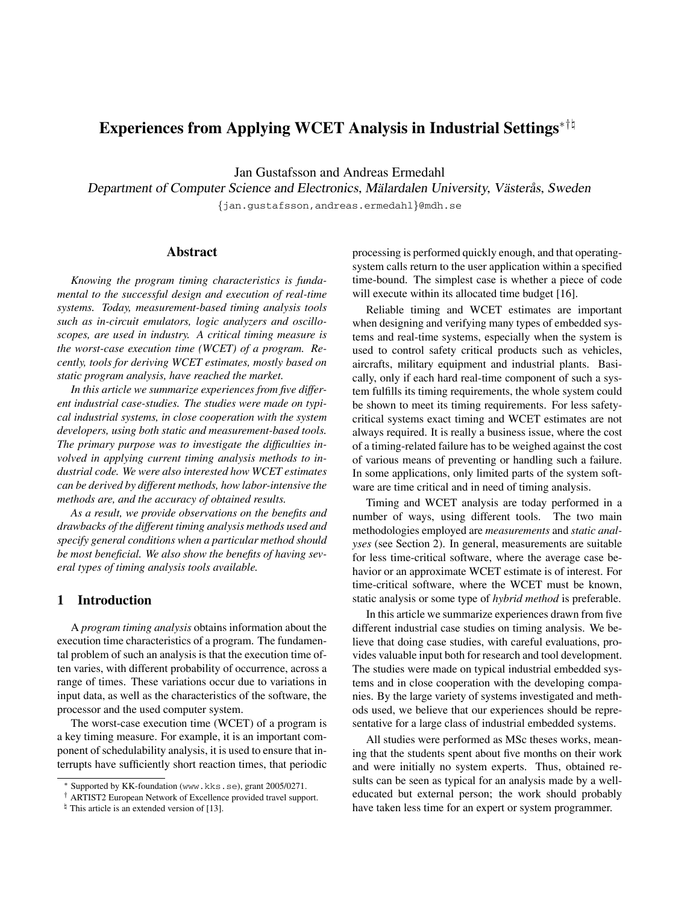# Experiences from Applying WCET Analysis in Industrial Settings[*†♮]

Jan Gustafsson and Andreas Ermedahl

*Department of Computer Science and Electronics, Mälardalen University, Västerås, Sweden*

{jan.gustafsson,andreas.ermedahl}@mdh.se

## Abstract

*Knowing the program timing characteristics is fundamental to the successful design and execution of real-time systems. Today, measurement-based timing analysis tools such as in-circuit emulators, logic analyzers and oscilloscopes, are used in industry. A critical timing measure is the worst-case execution time (WCET) of a program. Recently, tools for deriving WCET estimates, mostly based on static program analysis, have reached the market.*

*In this article we summarize experiences from five different industrial case-studies. The studies were made on typical industrial systems, in close cooperation with the system developers, using both static and measurement-based tools. The primary purpose was to investigate the difficulties involved in applying current timing analysis methods to industrial code. We were also interested how WCET estimates can be derived by different methods, how labor-intensive the methods are, and the accuracy of obtained results.*

*As a result, we provide observations on the benefits and drawbacks of the different timing analysis methods used and specify general conditions when a particular method should be most beneficial. We also show the benefits of having several types of timing analysis tools available.*

## 1 Introduction

A *program timing analysis* obtains information about the execution time characteristics of a program. The fundamental problem of such an analysis is that the execution time often varies, with different probability of occurrence, across a range of times. These variations occur due to variations in input data, as well as the characteristics of the software, the processor and the used computer system.

The worst-case execution time (WCET) of a program is a key timing measure. For example, it is an important component of schedulability analysis, it is used to ensure that interrupts have sufficiently short reaction times, that periodic processing is performed quickly enough, and that operating-system calls return to the user application within a specified time-bound. The simplest case is whether a piece of code will execute within its allocated time budget [16].

Reliable timing and WCET estimates are important when designing and verifying many types of embedded systems and real-time systems, especially when the system is used to control safety critical products such as vehicles, aircrafts, military equipment and industrial plants. Basically, only if each hard real-time component of such a system fulfills its timing requirements, the whole system could be shown to meet its timing requirements. For less safety-critical systems exact timing and WCET estimates are not always required. It is really a business issue, where the cost of a timing-related failure has to be weighed against the cost of various means of preventing or handling such a failure. In some applications, only limited parts of the system software are time critical and in need of timing analysis.

Timing and WCET analysis are today performed in a number of ways, using different tools. The two main methodologies employed are *measurements* and *static analyses* (see Section 2). In general, measurements are suitable for less time-critical software, where the average case behavior or an approximate WCET estimate is of interest. For time-critical software, where the WCET must be known, static analysis or some type of *hybrid method* is preferable.

In this article we summarize experiences drawn from five different industrial case studies on timing analysis. We believe that doing case studies, with careful evaluations, provides valuable input both for research and tool development. The studies were made on typical industrial embedded systems and in close cooperation with the developing companies. By the large variety of systems investigated and methods used, we believe that our experiences should be representative for a large class of industrial embedded systems.

All studies were performed as MSc theses works, meaning that the students spent about five months on their work and were initially no system experts. Thus, obtained results can be seen as typical for an analysis made by a well-educated but external person; the work should probably have taken less time for an expert or system programmer.

[*] Supported by KK-foundation (www.kks.se), grant 2005/0271.

[†] ARTIST2 European Network of Excellence provided travel support.

[♮] This article is an extended version of [13].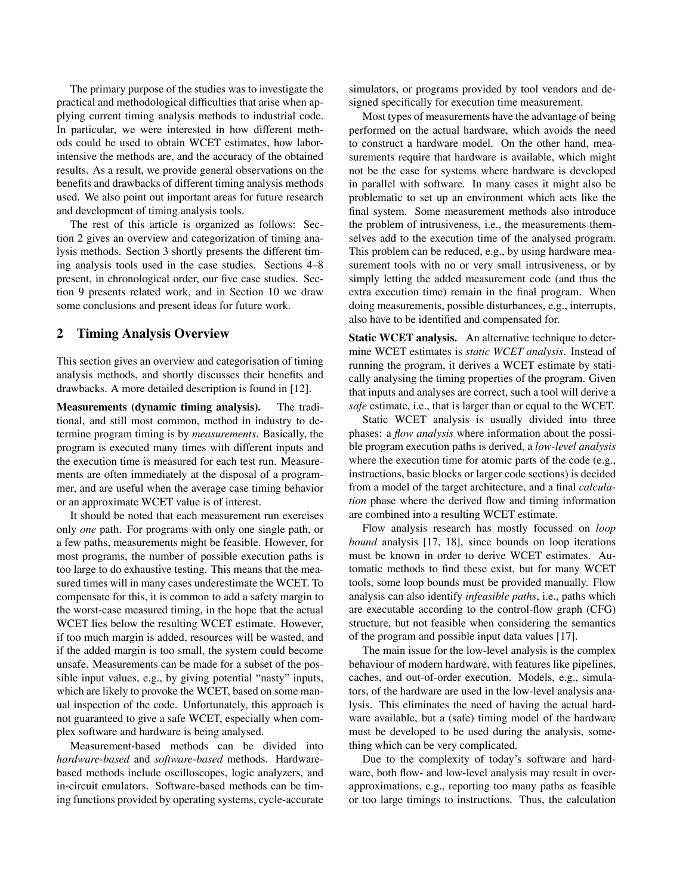The primary purpose of the studies was to investigate the practical and methodological difficulties that arise when applying current timing analysis methods to industrial code. In particular, we were interested in how different methods could be used to obtain WCET estimates, how labor-intensive the methods are, and the accuracy of the obtained results. As a result, we provide general observations on the benefits and drawbacks of different timing analysis methods used. We also point out important areas for future research and development of timing analysis tools.

The rest of this article is organized as follows: Section 2 gives an overview and categorization of timing analysis methods. Section 3 shortly presents the different timing analysis tools used in the case studies. Sections 4–8 present, in chronological order, our five case studies. Section 9 presents related work, and in Section 10 we draw some conclusions and present ideas for future work.

## 2 Timing Analysis Overview

This section gives an overview and categorisation of timing analysis methods, and shortly discusses their benefits and drawbacks. A more detailed description is found in [12].

**Measurements (dynamic timing analysis).** The traditional, and still most common, method in industry to determine program timing is by *measurements*. Basically, the program is executed many times with different inputs and the execution time is measured for each test run. Measurements are often immediately at the disposal of a programmer, and are useful when the average case timing behavior or an approximate WCET value is of interest.

It should be noted that each measurement run exercises only *one* path. For programs with only one single path, or a few paths, measurements might be feasible. However, for most programs, the number of possible execution paths is too large to do exhaustive testing. This means that the measured times will in many cases underestimate the WCET. To compensate for this, it is common to add a safety margin to the worst-case measured timing, in the hope that the actual WCET lies below the resulting WCET estimate. However, if too much margin is added, resources will be wasted, and if the added margin is too small, the system could become unsafe. Measurements can be made for a subset of the possible input values, e.g., by giving potential "nasty" inputs, which are likely to provoke the WCET, based on some manual inspection of the code. Unfortunately, this approach is not guaranteed to give a safe WCET, especially when complex software and hardware is being analysed.

Measurement-based methods can be divided into *hardware-based* and *software-based* methods. Hardware-based methods include oscilloscopes, logic analyzers, and in-circuit emulators. Software-based methods can be timing functions provided by operating systems, cycle-accurate simulators, or programs provided by tool vendors and designed specifically for execution time measurement.

Most types of measurements have the advantage of being performed on the actual hardware, which avoids the need to construct a hardware model. On the other hand, measurements require that hardware is available, which might not be the case for systems where hardware is developed in parallel with software. In many cases it might also be problematic to set up an environment which acts like the final system. Some measurement methods also introduce the problem of intrusiveness, i.e., the measurements themselves add to the execution time of the analysed program. This problem can be reduced, e.g., by using hardware measurement tools with no or very small intrusiveness, or by simply letting the added measurement code (and thus the extra execution time) remain in the final program. When doing measurements, possible disturbances, e.g., interrupts, also have to be identified and compensated for.

**Static WCET analysis.** An alternative technique to determine WCET estimates is *static WCET analysis*. Instead of running the program, it derives a WCET estimate by statically analysing the timing properties of the program. Given that inputs and analyses are correct, such a tool will derive a *safe* estimate, i.e., that is larger than or equal to the WCET.

Static WCET analysis is usually divided into three phases: a *flow analysis* where information about the possible program execution paths is derived, a *low-level analysis* where the execution time for atomic parts of the code (e.g., instructions, basic blocks or larger code sections) is decided from a model of the target architecture, and a final *calculation* phase where the derived flow and timing information are combined into a resulting WCET estimate.

Flow analysis research has mostly focussed on *loop bound* analysis [17, 18], since bounds on loop iterations must be known in order to derive WCET estimates. Automatic methods to find these exist, but for many WCET tools, some loop bounds must be provided manually. Flow analysis can also identify *infeasible paths*, i.e., paths which are executable according to the control-flow graph (CFG) structure, but not feasible when considering the semantics of the program and possible input data values [17].

The main issue for the low-level analysis is the complex behaviour of modern hardware, with features like pipelines, caches, and out-of-order execution. Models, e.g., simulators, of the hardware are used in the low-level analysis analysis. This eliminates the need of having the actual hardware available, but a (safe) timing model of the hardware must be developed to be used during the analysis, something which can be very complicated.

Due to the complexity of today's software and hardware, both flow- and low-level analysis may result in over-approximations, e.g., reporting too many paths as feasible or too large timings to instructions. Thus, the calculation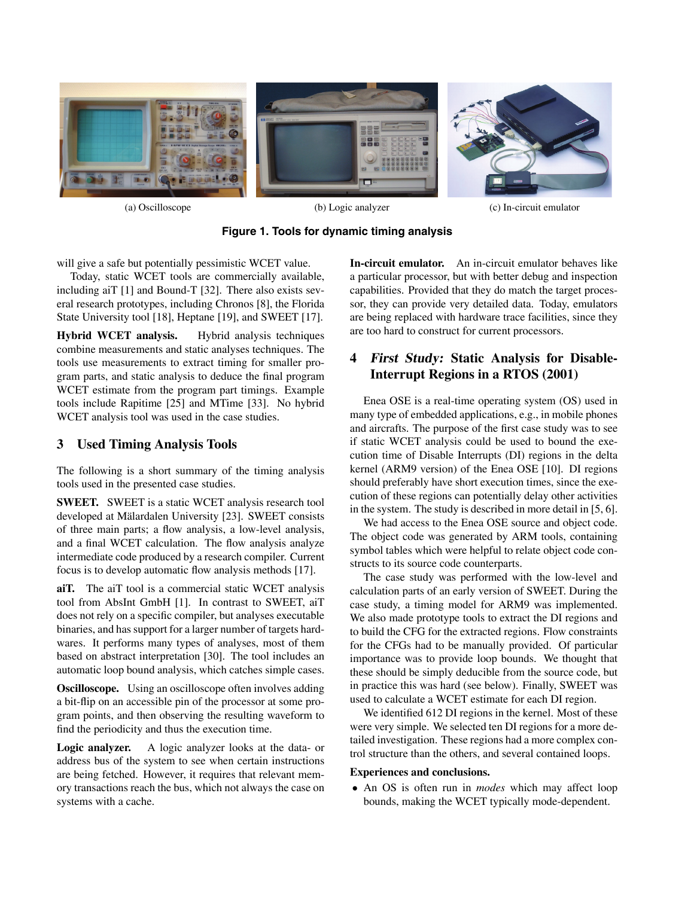(a) Oscilloscope

(b) Logic analyzer

(c) In-circuit emulator

**Figure 1. Tools for dynamic timing analysis**

will give a safe but potentially pessimistic WCET value.

Today, static WCET tools are commercially available, including aiT [1] and Bound-T [32]. There also exists several research prototypes, including Chronos [8], the Florida State University tool [18], Heptane [19], and SWEET [17].

**Hybrid WCET analysis.** Hybrid analysis techniques combine measurements and static analyses techniques. The tools use measurements to extract timing for smaller program parts, and static analysis to deduce the final program WCET estimate from the program part timings. Example tools include Rapitime [25] and MTime [33]. No hybrid WCET analysis tool was used in the case studies.

## 3 Used Timing Analysis Tools

The following is a short summary of the timing analysis tools used in the presented case studies.

**SWEET.** SWEET is a static WCET analysis research tool developed at Mälardalen University [23]. SWEET consists of three main parts; a flow analysis, a low-level analysis, and a final WCET calculation. The flow analysis analyze intermediate code produced by a research compiler. Current focus is to develop automatic flow analysis methods [17].

**aiT.** The aiT tool is a commercial static WCET analysis tool from AbsInt GmbH [1]. In contrast to SWEET, aiT does not rely on a specific compiler, but analyses executable binaries, and has support for a larger number of targets hardwares. It performs many types of analyses, most of them based on abstract interpretation [30]. The tool includes an automatic loop bound analysis, which catches simple cases.

**Oscilloscope.** Using an oscilloscope often involves adding a bit-flip on an accessible pin of the processor at some program points, and then observing the resulting waveform to find the periodicity and thus the execution time.

**Logic analyzer.** A logic analyzer looks at the data- or address bus of the system to see when certain instructions are being fetched. However, it requires that relevant memory transactions reach the bus, which not always the case on systems with a cache.

**In-circuit emulator.** An in-circuit emulator behaves like a particular processor, but with better debug and inspection capabilities. Provided that they do match the target processor, they can provide very detailed data. Today, emulators are being replaced with hardware trace facilities, since they are too hard to construct for current processors.

## 4 *First Study:* Static Analysis for Disable-Interrupt Regions in a RTOS (2001)

Enea OSE is a real-time operating system (OS) used in many type of embedded applications, e.g., in mobile phones and aircrafts. The purpose of the first case study was to see if static WCET analysis could be used to bound the execution time of Disable Interrupts (DI) regions in the delta kernel (ARM9 version) of the Enea OSE [10]. DI regions should preferably have short execution times, since the execution of these regions can potentially delay other activities in the system. The study is described in more detail in [5, 6].

We had access to the Enea OSE source and object code. The object code was generated by ARM tools, containing symbol tables which were helpful to relate object code constructs to its source code counterparts.

The case study was performed with the low-level and calculation parts of an early version of SWEET. During the case study, a timing model for ARM9 was implemented. We also made prototype tools to extract the DI regions and to build the CFG for the extracted regions. Flow constraints for the CFGs had to be manually provided. Of particular importance was to provide loop bounds. We thought that these should be simply deducible from the source code, but in practice this was hard (see below). Finally, SWEET was used to calculate a WCET estimate for each DI region.

We identified 612 DI regions in the kernel. Most of these were very simple. We selected ten DI regions for a more detailed investigation. These regions had a more complex control structure than the others, and several contained loops.

**Experiences and conclusions.**

- An OS is often run in *modes* which may affect loop bounds, making the WCET typically mode-dependent.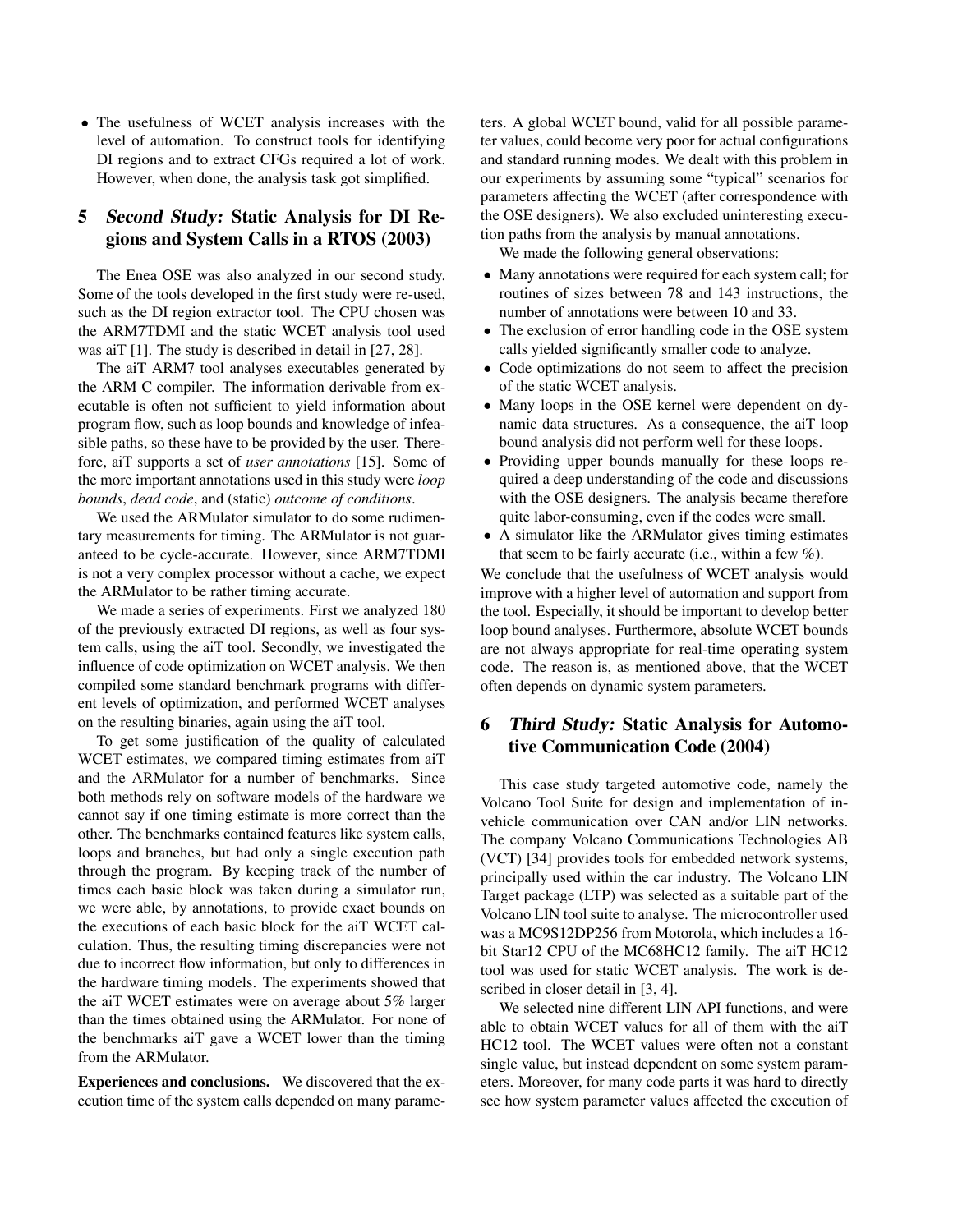- The usefulness of WCET analysis increases with the level of automation. To construct tools for identifying DI regions and to extract CFGs required a lot of work. However, when done, the analysis task got simplified.

## 5 *Second Study:* Static Analysis for DI Regions and System Calls in a RTOS (2003)

The Enea OSE was also analyzed in our second study. Some of the tools developed in the first study were re-used, such as the DI region extractor tool. The CPU chosen was the ARM7TDMI and the static WCET analysis tool used was aiT [1]. The study is described in detail in [27, 28].

The aiT ARM7 tool analyses executables generated by the ARM C compiler. The information derivable from executable is often not sufficient to yield information about program flow, such as loop bounds and knowledge of infeasible paths, so these have to be provided by the user. Therefore, aiT supports a set of *user annotations* [15]. Some of the more important annotations used in this study were *loop bounds*, *dead code*, and (static) *outcome of conditions*.

We used the ARMulator simulator to do some rudimentary measurements for timing. The ARMulator is not guaranteed to be cycle-accurate. However, since ARM7TDMI is not a very complex processor without a cache, we expect the ARMulator to be rather timing accurate.

We made a series of experiments. First we analyzed 180 of the previously extracted DI regions, as well as four system calls, using the aiT tool. Secondly, we investigated the influence of code optimization on WCET analysis. We then compiled some standard benchmark programs with different levels of optimization, and performed WCET analyses on the resulting binaries, again using the aiT tool.

To get some justification of the quality of calculated WCET estimates, we compared timing estimates from aiT and the ARMulator for a number of benchmarks. Since both methods rely on software models of the hardware we cannot say if one timing estimate is more correct than the other. The benchmarks contained features like system calls, loops and branches, but had only a single execution path through the program. By keeping track of the number of times each basic block was taken during a simulator run, we were able, by annotations, to provide exact bounds on the executions of each basic block for the aiT WCET calculation. Thus, the resulting timing discrepancies were not due to incorrect flow information, but only to differences in the hardware timing models. The experiments showed that the aiT WCET estimates were on average about 5% larger than the times obtained using the ARMulator. For none of the benchmarks aiT gave a WCET lower than the timing from the ARMulator.

**Experiences and conclusions.** We discovered that the execution time of the system calls depended on many parameters. A global WCET bound, valid for all possible parameter values, could become very poor for actual configurations and standard running modes. We dealt with this problem in our experiments by assuming some "typical" scenarios for parameters affecting the WCET (after correspondence with the OSE designers). We also excluded uninteresting execution paths from the analysis by manual annotations.

We made the following general observations:

- Many annotations were required for each system call; for routines of sizes between 78 and 143 instructions, the number of annotations were between 10 and 33.
- The exclusion of error handling code in the OSE system calls yielded significantly smaller code to analyze.
- Code optimizations do not seem to affect the precision of the static WCET analysis.
- Many loops in the OSE kernel were dependent on dynamic data structures. As a consequence, the aiT loop bound analysis did not perform well for these loops.
- Providing upper bounds manually for these loops required a deep understanding of the code and discussions with the OSE designers. The analysis became therefore quite labor-consuming, even if the codes were small.
- A simulator like the ARMulator gives timing estimates that seem to be fairly accurate (i.e., within a few %).

We conclude that the usefulness of WCET analysis would improve with a higher level of automation and support from the tool. Especially, it should be important to develop better loop bound analyses. Furthermore, absolute WCET bounds are not always appropriate for real-time operating system code. The reason is, as mentioned above, that the WCET often depends on dynamic system parameters.

## 6 *Third Study:* Static Analysis for Automotive Communication Code (2004)

This case study targeted automotive code, namely the Volcano Tool Suite for design and implementation of in-vehicle communication over CAN and/or LIN networks. The company Volcano Communications Technologies AB (VCT) [34] provides tools for embedded network systems, principally used within the car industry. The Volcano LIN Target package (LTP) was selected as a suitable part of the Volcano LIN tool suite to analyse. The microcontroller used was a MC9S12DP256 from Motorola, which includes a 16-bit Star12 CPU of the MC68HC12 family. The aiT HC12 tool was used for static WCET analysis. The work is described in closer detail in [3, 4].

We selected nine different LIN API functions, and were able to obtain WCET values for all of them with the aiT HC12 tool. The WCET values were often not a constant single value, but instead dependent on some system parameters. Moreover, for many code parts it was hard to directly see how system parameter values affected the execution of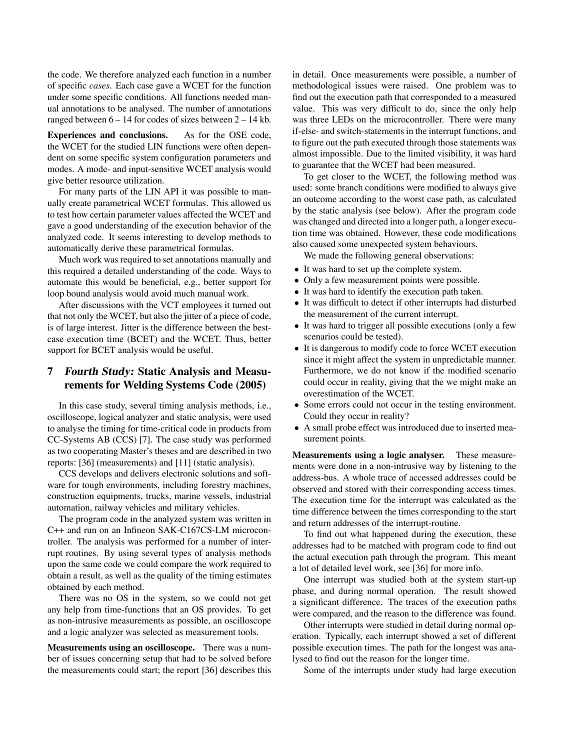the code. We therefore analyzed each function in a number of specific *cases*. Each case gave a WCET for the function under some specific conditions. All functions needed manual annotations to be analysed. The number of annotations ranged between 6 – 14 for codes of sizes between 2 – 14 kb.

**Experiences and conclusions.** As for the OSE code, the WCET for the studied LIN functions were often dependent on some specific system configuration parameters and modes. A mode- and input-sensitive WCET analysis would give better resource utilization.

For many parts of the LIN API it was possible to manually create parametrical WCET formulas. This allowed us to test how certain parameter values affected the WCET and gave a good understanding of the execution behavior of the analyzed code. It seems interesting to develop methods to automatically derive these parametrical formulas.

Much work was required to set annotations manually and this required a detailed understanding of the code. Ways to automate this would be beneficial, e.g., better support for loop bound analysis would avoid much manual work.

After discussions with the VCT employees it turned out that not only the WCET, but also the jitter of a piece of code, is of large interest. Jitter is the difference between the best-case execution time (BCET) and the WCET. Thus, better support for BCET analysis would be useful.

## 7 *Fourth Study:* Static Analysis and Measurements for Welding Systems Code (2005)

In this case study, several timing analysis methods, i.e., oscilloscope, logical analyzer and static analysis, were used to analyse the timing for time-critical code in products from CC-Systems AB (CCS) [7]. The case study was performed as two cooperating Master's theses and are described in two reports: [36] (measurements) and [11] (static analysis).

CCS develops and delivers electronic solutions and software for tough environments, including forestry machines, construction equipments, trucks, marine vessels, industrial automation, railway vehicles and military vehicles.

The program code in the analyzed system was written in C++ and run on an Infineon SAK-C167CS-LM microcontroller. The analysis was performed for a number of interrupt routines. By using several types of analysis methods upon the same code we could compare the work required to obtain a result, as well as the quality of the timing estimates obtained by each method.

There was no OS in the system, so we could not get any help from time-functions that an OS provides. To get as non-intrusive measurements as possible, an oscilloscope and a logic analyzer was selected as measurement tools.

**Measurements using an oscilloscope.** There was a number of issues concerning setup that had to be solved before the measurements could start; the report [36] describes this in detail. Once measurements were possible, a number of methodological issues were raised. One problem was to find out the execution path that corresponded to a measured value. This was very difficult to do, since the only help was three LEDs on the microcontroller. There were many if-else- and switch-statements in the interrupt functions, and to figure out the path executed through those statements was almost impossible. Due to the limited visibility, it was hard to guarantee that the WCET had been measured.

To get closer to the WCET, the following method was used: some branch conditions were modified to always give an outcome according to the worst case path, as calculated by the static analysis (see below). After the program code was changed and directed into a longer path, a longer execution time was obtained. However, these code modifications also caused some unexpected system behaviours.

We made the following general observations:

- It was hard to set up the complete system.
- Only a few measurement points were possible.
- It was hard to identify the execution path taken.
- It was difficult to detect if other interrupts had disturbed the measurement of the current interrupt.
- It was hard to trigger all possible executions (only a few scenarios could be tested).
- It is dangerous to modify code to force WCET execution since it might affect the system in unpredictable manner. Furthermore, we do not know if the modified scenario could occur in reality, giving that the we might make an overestimation of the WCET.
- Some errors could not occur in the testing environment. Could they occur in reality?
- A small probe effect was introduced due to inserted measurement points.

**Measurements using a logic analyser.** These measurements were done in a non-intrusive way by listening to the address-bus. A whole trace of accessed addresses could be observed and stored with their corresponding access times. The execution time for the interrupt was calculated as the time difference between the times corresponding to the start and return addresses of the interrupt-routine.

To find out what happened during the execution, these addresses had to be matched with program code to find out the actual execution path through the program. This meant a lot of detailed level work, see [36] for more info.

One interrupt was studied both at the system start-up phase, and during normal operation. The result showed a significant difference. The traces of the execution paths were compared, and the reason to the difference was found.

Other interrupts were studied in detail during normal operation. Typically, each interrupt showed a set of different possible execution times. The path for the longest was analysed to find out the reason for the longer time.

Some of the interrupts under study had large execution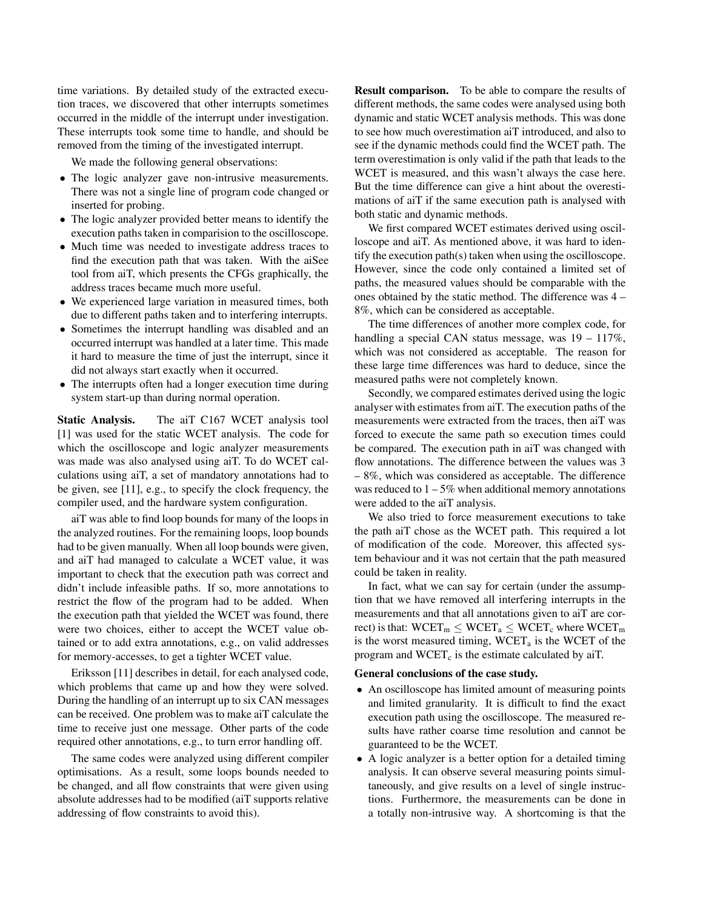time variations. By detailed study of the extracted execution traces, we discovered that other interrupts sometimes occurred in the middle of the interrupt under investigation. These interrupts took some time to handle, and should be removed from the timing of the investigated interrupt.

We made the following general observations:

- The logic analyzer gave non-intrusive measurements. There was not a single line of program code changed or inserted for probing.
- The logic analyzer provided better means to identify the execution paths taken in comparision to the oscilloscope.
- Much time was needed to investigate address traces to find the execution path that was taken. With the aiSee tool from aiT, which presents the CFGs graphically, the address traces became much more useful.
- We experienced large variation in measured times, both due to different paths taken and to interfering interrupts.
- Sometimes the interrupt handling was disabled and an occurred interrupt was handled at a later time. This made it hard to measure the time of just the interrupt, since it did not always start exactly when it occurred.
- The interrupts often had a longer execution time during system start-up than during normal operation.

**Static Analysis.** The aiT C167 WCET analysis tool [1] was used for the static WCET analysis. The code for which the oscilloscope and logic analyzer measurements was made was also analysed using aiT. To do WCET calculations using aiT, a set of mandatory annotations had to be given, see [11], e.g., to specify the clock frequency, the compiler used, and the hardware system configuration.

aiT was able to find loop bounds for many of the loops in the analyzed routines. For the remaining loops, loop bounds had to be given manually. When all loop bounds were given, and aiT had managed to calculate a WCET value, it was important to check that the execution path was correct and didn't include infeasible paths. If so, more annotations to restrict the flow of the program had to be added. When the execution path that yielded the WCET was found, there were two choices, either to accept the WCET value obtained or to add extra annotations, e.g., on valid addresses for memory-accesses, to get a tighter WCET value.

Eriksson [11] describes in detail, for each analysed code, which problems that came up and how they were solved. During the handling of an interrupt up to six CAN messages can be received. One problem was to make aiT calculate the time to receive just one message. Other parts of the code required other annotations, e.g., to turn error handling off.

The same codes were analyzed using different compiler optimisations. As a result, some loops bounds needed to be changed, and all flow constraints that were given using absolute addresses had to be modified (aiT supports relative addressing of flow constraints to avoid this).

**Result comparison.** To be able to compare the results of different methods, the same codes were analysed using both dynamic and static WCET analysis methods. This was done to see how much overestimation aiT introduced, and also to see if the dynamic methods could find the WCET path. The term overestimation is only valid if the path that leads to the WCET is measured, and this wasn't always the case here. But the time difference can give a hint about the overestimations of aiT if the same execution path is analysed with both static and dynamic methods.

We first compared WCET estimates derived using oscilloscope and aiT. As mentioned above, it was hard to identify the execution path(s) taken when using the oscilloscope. However, since the code only contained a limited set of paths, the measured values should be comparable with the ones obtained by the static method. The difference was 4 – 8%, which can be considered as acceptable.

The time differences of another more complex code, for handling a special CAN status message, was 19 – 117%, which was not considered as acceptable. The reason for these large time differences was hard to deduce, since the measured paths were not completely known.

Secondly, we compared estimates derived using the logic analyser with estimates from aiT. The execution paths of the measurements were extracted from the traces, then aiT was forced to execute the same path so execution times could be compared. The execution path in aiT was changed with flow annotations. The difference between the values was 3 – 8%, which was considered as acceptable. The difference was reduced to 1 – 5% when additional memory annotations were added to the aiT analysis.

We also tried to force measurement executions to take the path aiT chose as the WCET path. This required a lot of modification of the code. Moreover, this affected system behaviour and it was not certain that the path measured could be taken in reality.

In fact, what we can say for certain (under the assumption that we have removed all interfering interrupts in the measurements and that all annotations given to aiT are correct) is that: $\text{WCET}_\text{m} \leq \text{WCET}_\text{a} \leq \text{WCET}_\text{c}$ where $\text{WCET}_\text{m}$ is the worst measured timing, $\text{WCET}_\text{a}$ is the WCET of the program and $\text{WCET}_\text{c}$ is the estimate calculated by aiT.

**General conclusions of the case study.**

- An oscilloscope has limited amount of measuring points and limited granularity. It is difficult to find the exact execution path using the oscilloscope. The measured results have rather coarse time resolution and cannot be guaranteed to be the WCET.
- A logic analyzer is a better option for a detailed timing analysis. It can observe several measuring points simultaneously, and give results on a level of single instructions. Furthermore, the measurements can be done in a totally non-intrusive way. A shortcoming is that the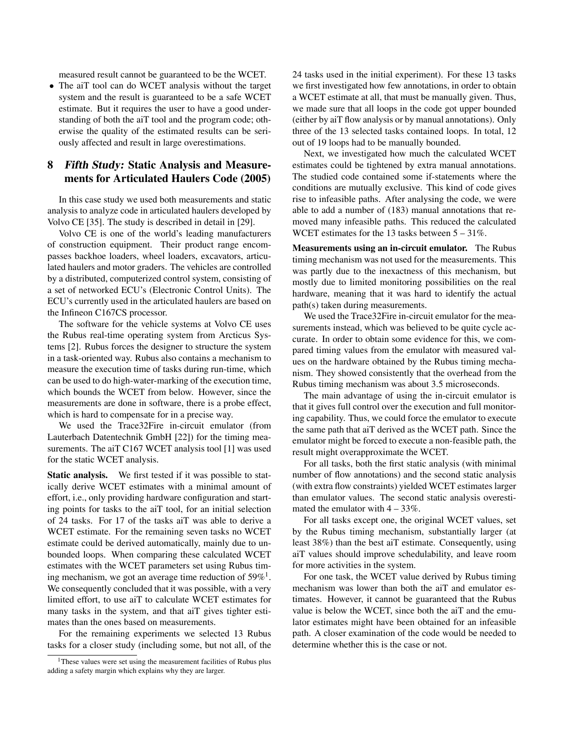measured result cannot be guaranteed to be the WCET.

- The aiT tool can do WCET analysis without the target system and the result is guaranteed to be a safe WCET estimate. But it requires the user to have a good understanding of both the aiT tool and the program code; otherwise the quality of the estimated results can be seriously affected and result in large overestimations.

## 8 *Fifth Study:* Static Analysis and Measurements for Articulated Haulers Code (2005)

In this case study we used both measurements and static analysis to analyze code in articulated haulers developed by Volvo CE [35]. The study is described in detail in [29].

Volvo CE is one of the world's leading manufacturers of construction equipment. Their product range encompasses backhoe loaders, wheel loaders, excavators, articulated haulers and motor graders. The vehicles are controlled by a distributed, computerized control system, consisting of a set of networked ECU's (Electronic Control Units). The ECU's currently used in the articulated haulers are based on the Infineon C167CS processor.

The software for the vehicle systems at Volvo CE uses the Rubus real-time operating system from Arcticus Systems [2]. Rubus forces the designer to structure the system in a task-oriented way. Rubus also contains a mechanism to measure the execution time of tasks during run-time, which can be used to do high-water-marking of the execution time, which bounds the WCET from below. However, since the measurements are done in software, there is a probe effect, which is hard to compensate for in a precise way.

We used the Trace32Fire in-circuit emulator (from Lauterbach Datentechnik GmbH [22]) for the timing measurements. The aiT C167 WCET analysis tool [1] was used for the static WCET analysis.

**Static analysis.** We first tested if it was possible to statically derive WCET estimates with a minimal amount of effort, i.e., only providing hardware configuration and starting points for tasks to the aiT tool, for an initial selection of 24 tasks. For 17 of the tasks aiT was able to derive a WCET estimate. For the remaining seven tasks no WCET estimate could be derived automatically, mainly due to unbounded loops. When comparing these calculated WCET estimates with the WCET parameters set using Rubus timing mechanism, we got an average time reduction of 59%[1]. We consequently concluded that it was possible, with a very limited effort, to use aiT to calculate WCET estimates for many tasks in the system, and that aiT gives tighter estimates than the ones based on measurements.

For the remaining experiments we selected 13 Rubus tasks for a closer study (including some, but not all, of the 24 tasks used in the initial experiment). For these 13 tasks we first investigated how few annotations, in order to obtain a WCET estimate at all, that must be manually given. Thus, we made sure that all loops in the code got upper bounded (either by aiT flow analysis or by manual annotations). Only three of the 13 selected tasks contained loops. In total, 12 out of 19 loops had to be manually bounded.

Next, we investigated how much the calculated WCET estimates could be tightened by extra manual annotations. The studied code contained some if-statements where the conditions are mutually exclusive. This kind of code gives rise to infeasible paths. After analysing the code, we were able to add a number of (183) manual annotations that removed many infeasible paths. This reduced the calculated WCET estimates for the 13 tasks between 5 – 31%.

**Measurements using an in-circuit emulator.** The Rubus timing mechanism was not used for the measurements. This was partly due to the inexactness of this mechanism, but mostly due to limited monitoring possibilities on the real hardware, meaning that it was hard to identify the actual path(s) taken during measurements.

We used the Trace32Fire in-circuit emulator for the measurements instead, which was believed to be quite cycle accurate. In order to obtain some evidence for this, we compared timing values from the emulator with measured values on the hardware obtained by the Rubus timing mechanism. They showed consistently that the overhead from the Rubus timing mechanism was about 3.5 microseconds.

The main advantage of using the in-circuit emulator is that it gives full control over the execution and full monitoring capability. Thus, we could force the emulator to execute the same path that aiT derived as the WCET path. Since the emulator might be forced to execute a non-feasible path, the result might overapproximate the WCET.

For all tasks, both the first static analysis (with minimal number of flow annotations) and the second static analysis (with extra flow constraints) yielded WCET estimates larger than emulator values. The second static analysis overestimated the emulator with 4 – 33%.

For all tasks except one, the original WCET values, set by the Rubus timing mechanism, substantially larger (at least 38%) than the best aiT estimate. Consequently, using aiT values should improve schedulability, and leave room for more activities in the system.

For one task, the WCET value derived by Rubus timing mechanism was lower than both the aiT and emulator estimates. However, it cannot be guaranteed that the Rubus value is below the WCET, since both the aiT and the emulator estimates might have been obtained for an infeasible path. A closer examination of the code would be needed to determine whether this is the case or not.

[1] These values were set using the measurement facilities of Rubus plus adding a safety margin which explains why they are larger.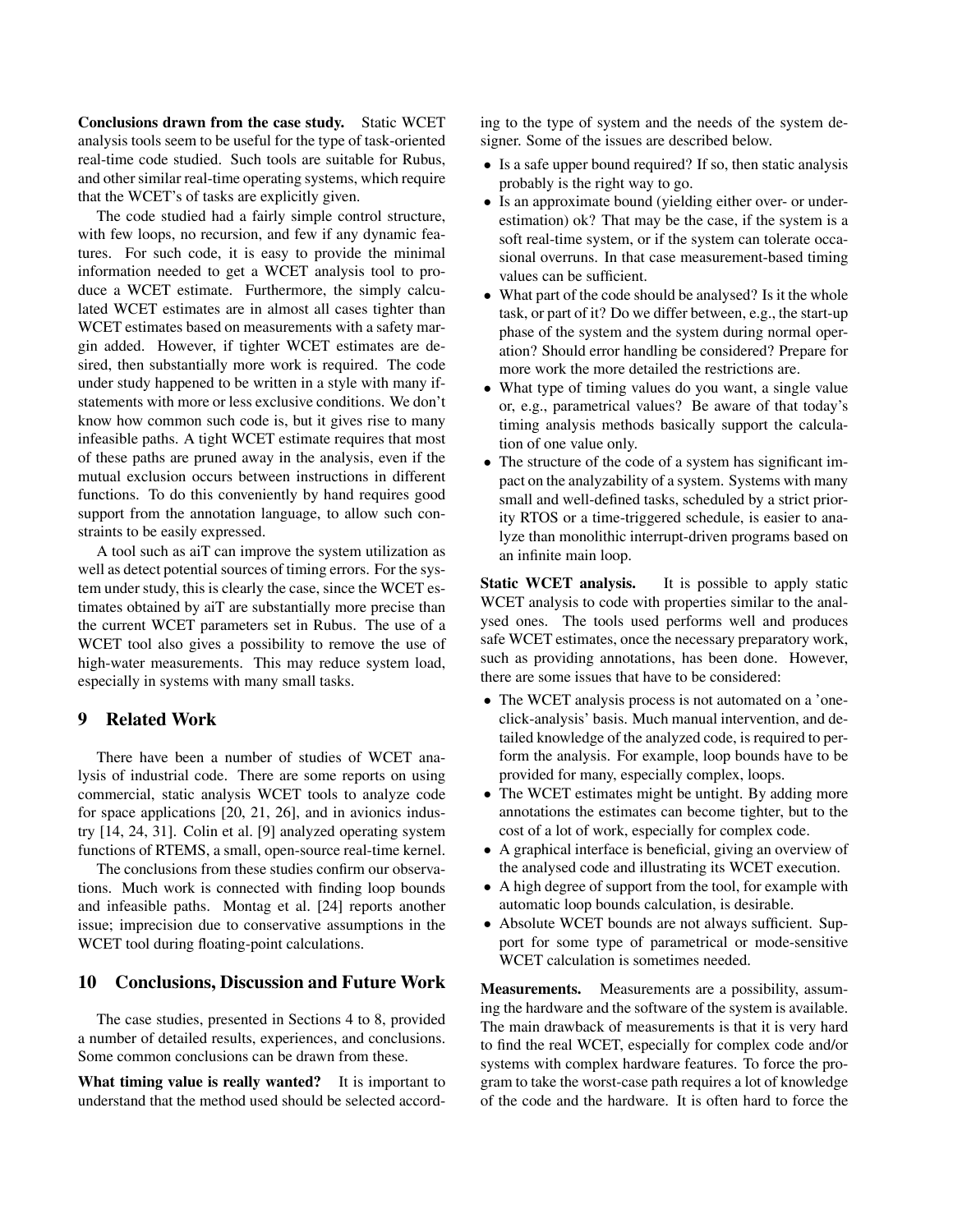**Conclusions drawn from the case study.** Static WCET analysis tools seem to be useful for the type of task-oriented real-time code studied. Such tools are suitable for Rubus, and other similar real-time operating systems, which require that the WCET's of tasks are explicitly given.

The code studied had a fairly simple control structure, with few loops, no recursion, and few if any dynamic features. For such code, it is easy to provide the minimal information needed to get a WCET analysis tool to produce a WCET estimate. Furthermore, the simply calculated WCET estimates are in almost all cases tighter than WCET estimates based on measurements with a safety margin added. However, if tighter WCET estimates are desired, then substantially more work is required. The code under study happened to be written in a style with many if-statements with more or less exclusive conditions. We don't know how common such code is, but it gives rise to many infeasible paths. A tight WCET estimate requires that most of these paths are pruned away in the analysis, even if the mutual exclusion occurs between instructions in different functions. To do this conveniently by hand requires good support from the annotation language, to allow such constraints to be easily expressed.

A tool such as aiT can improve the system utilization as well as detect potential sources of timing errors. For the system under study, this is clearly the case, since the WCET estimates obtained by aiT are substantially more precise than the current WCET parameters set in Rubus. The use of a WCET tool also gives a possibility to remove the use of high-water measurements. This may reduce system load, especially in systems with many small tasks.

## 9 Related Work

There have been a number of studies of WCET analysis of industrial code. There are some reports on using commercial, static analysis WCET tools to analyze code for space applications [20, 21, 26], and in avionics industry [14, 24, 31]. Colin et al. [9] analyzed operating system functions of RTEMS, a small, open-source real-time kernel.

The conclusions from these studies confirm our observations. Much work is connected with finding loop bounds and infeasible paths. Montag et al. [24] reports another issue; imprecision due to conservative assumptions in the WCET tool during floating-point calculations.

## 10 Conclusions, Discussion and Future Work

The case studies, presented in Sections 4 to 8, provided a number of detailed results, experiences, and conclusions. Some common conclusions can be drawn from these.

**What timing value is really wanted?** It is important to understand that the method used should be selected according to the type of system and the needs of the system designer. Some of the issues are described below.

- Is a safe upper bound required? If so, then static analysis probably is the right way to go.
- Is an approximate bound (yielding either over- or underestimation) ok? That may be the case, if the system is a soft real-time system, or if the system can tolerate occasional overruns. In that case measurement-based timing values can be sufficient.
- What part of the code should be analysed? Is it the whole task, or part of it? Do we differ between, e.g., the start-up phase of the system and the system during normal operation? Should error handling be considered? Prepare for more work the more detailed the restrictions are.
- What type of timing values do you want, a single value or, e.g., parametrical values? Be aware of that today's timing analysis methods basically support the calculation of one value only.
- The structure of the code of a system has significant impact on the analyzability of a system. Systems with many small and well-defined tasks, scheduled by a strict priority RTOS or a time-triggered schedule, is easier to analyze than monolithic interrupt-driven programs based on an infinite main loop.

**Static WCET analysis.** It is possible to apply static WCET analysis to code with properties similar to the analysed ones. The tools used performs well and produces safe WCET estimates, once the necessary preparatory work, such as providing annotations, has been done. However, there are some issues that have to be considered:

- The WCET analysis process is not automated on a 'one-click-analysis' basis. Much manual intervention, and detailed knowledge of the analyzed code, is required to perform the analysis. For example, loop bounds have to be provided for many, especially complex, loops.
- The WCET estimates might be untight. By adding more annotations the estimates can become tighter, but to the cost of a lot of work, especially for complex code.
- A graphical interface is beneficial, giving an overview of the analysed code and illustrating its WCET execution.
- A high degree of support from the tool, for example with automatic loop bounds calculation, is desirable.
- Absolute WCET bounds are not always sufficient. Support for some type of parametrical or mode-sensitive WCET calculation is sometimes needed.

**Measurements.** Measurements are a possibility, assuming the hardware and the software of the system is available. The main drawback of measurements is that it is very hard to find the real WCET, especially for complex code and/or systems with complex hardware features. To force the program to take the worst-case path requires a lot of knowledge of the code and the hardware. It is often hard to force the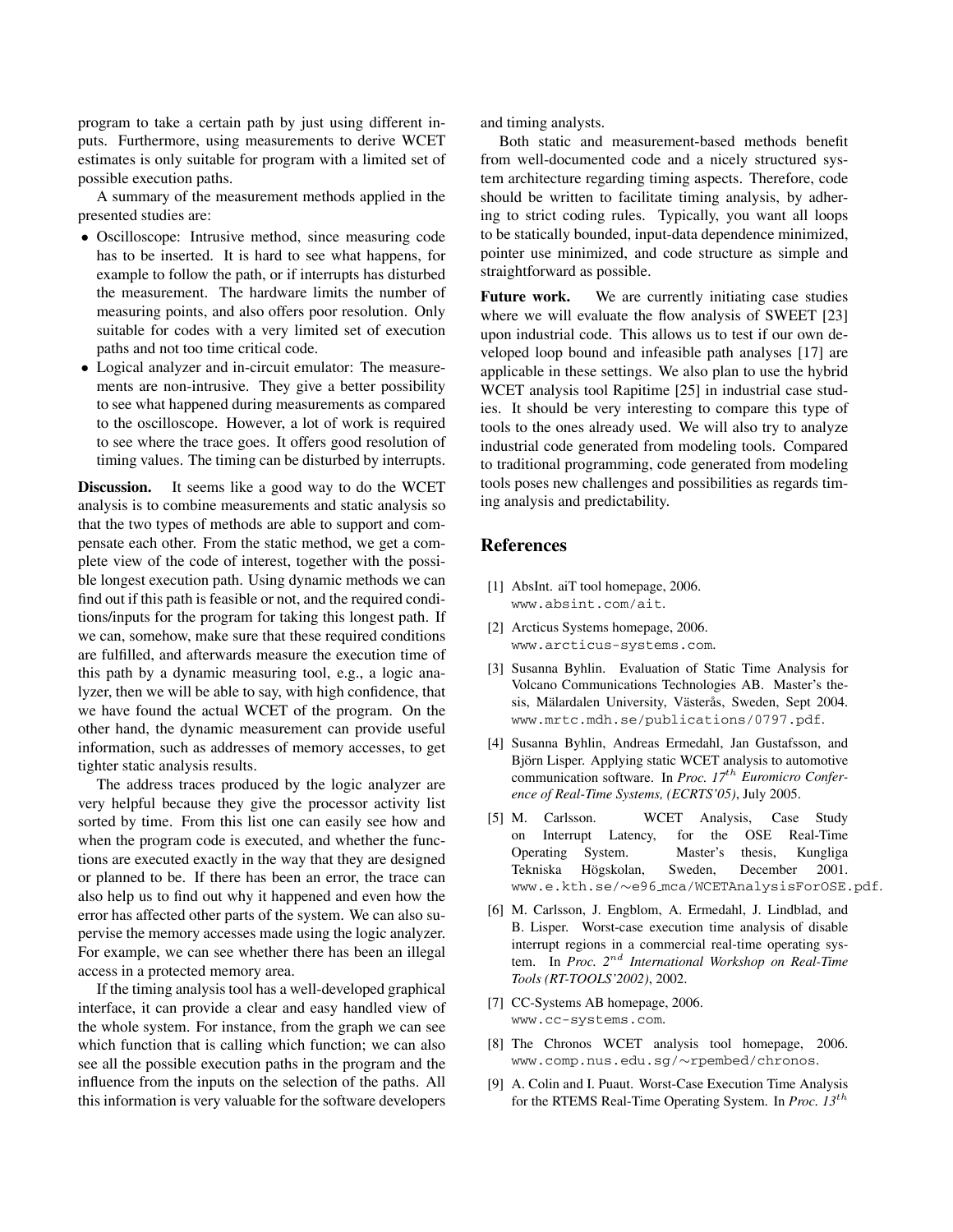program to take a certain path by just using different inputs. Furthermore, using measurements to derive WCET estimates is only suitable for program with a limited set of possible execution paths.

A summary of the measurement methods applied in the presented studies are:

- Oscilloscope: Intrusive method, since measuring code has to be inserted. It is hard to see what happens, for example to follow the path, or if interrupts has disturbed the measurement. The hardware limits the number of measuring points, and also offers poor resolution. Only suitable for codes with a very limited set of execution paths and not too time critical code.
- Logical analyzer and in-circuit emulator: The measurements are non-intrusive. They give a better possibility to see what happened during measurements as compared to the oscilloscope. However, a lot of work is required to see where the trace goes. It offers good resolution of timing values. The timing can be disturbed by interrupts.

**Discussion.** It seems like a good way to do the WCET analysis is to combine measurements and static analysis so that the two types of methods are able to support and compensate each other. From the static method, we get a complete view of the code of interest, together with the possible longest execution path. Using dynamic methods we can find out if this path is feasible or not, and the required conditions/inputs for the program for taking this longest path. If we can, somehow, make sure that these required conditions are fulfilled, and afterwards measure the execution time of this path by a dynamic measuring tool, e.g., a logic analyzer, then we will be able to say, with high confidence, that we have found the actual WCET of the program. On the other hand, the dynamic measurement can provide useful information, such as addresses of memory accesses, to get tighter static analysis results.

The address traces produced by the logic analyzer are very helpful because they give the processor activity list sorted by time. From this list one can easily see how and when the program code is executed, and whether the functions are executed exactly in the way that they are designed or planned to be. If there has been an error, the trace can also help us to find out why it happened and even how the error has affected other parts of the system. We can also supervise the memory accesses made using the logic analyzer. For example, we can see whether there has been an illegal access in a protected memory area.

If the timing analysis tool has a well-developed graphical interface, it can provide a clear and easy handled view of the whole system. For instance, from the graph we can see which function that is calling which function; we can also see all the possible execution paths in the program and the influence from the inputs on the selection of the paths. All this information is very valuable for the software developers and timing analysts.

Both static and measurement-based methods benefit from well-documented code and a nicely structured system architecture regarding timing aspects. Therefore, code should be written to facilitate timing analysis, by adhering to strict coding rules. Typically, you want all loops to be statically bounded, input-data dependence minimized, pointer use minimized, and code structure as simple and straightforward as possible.

**Future work.** We are currently initiating case studies where we will evaluate the flow analysis of SWEET [23] upon industrial code. This allows us to test if our own developed loop bound and infeasible path analyses [17] are applicable in these settings. We also plan to use the hybrid WCET analysis tool Rapitime [25] in industrial case studies. It should be very interesting to compare this type of tools to the ones already used. We will also try to analyze industrial code generated from modeling tools. Compared to traditional programming, code generated from modeling tools poses new challenges and possibilities as regards timing analysis and predictability.

## References

[1] AbsInt. aiT tool homepage, 2006. www.absint.com/ait.

[2] Arcticus Systems homepage, 2006. www.arcticus-systems.com.

[3] Susanna Byhlin. Evaluation of Static Time Analysis for Volcano Communications Technologies AB. Master's thesis, Mälardalen University, Västerås, Sweden, Sept 2004. www.mrtc.mdh.se/publications/0797.pdf.

[4] Susanna Byhlin, Andreas Ermedahl, Jan Gustafsson, and Björn Lisper. Applying static WCET analysis to automotive communication software. In *Proc. 17th Euromicro Conference of Real-Time Systems, (ECRTS'05)*, July 2005.

[5] M. Carlsson. WCET Analysis, Case Study on Interrupt Latency, for the OSE Real-Time Operating System. Master's thesis, Kungliga Tekniska Högskolan, Sweden, December 2001. www.e.kth.se/∼e96_mca/WCETAnalysisForOSE.pdf.

[6] M. Carlsson, J. Engblom, A. Ermedahl, J. Lindblad, and B. Lisper. Worst-case execution time analysis of disable interrupt regions in a commercial real-time operating system. In *Proc. 2nd International Workshop on Real-Time Tools (RT-TOOLS'2002)*, 2002.

[7] CC-Systems AB homepage, 2006. www.cc-systems.com.

[8] The Chronos WCET analysis tool homepage, 2006. www.comp.nus.edu.sg/∼rpembed/chronos.

[9] A. Colin and I. Puaut. Worst-Case Execution Time Analysis for the RTEMS Real-Time Operating System. In *Proc. 13th*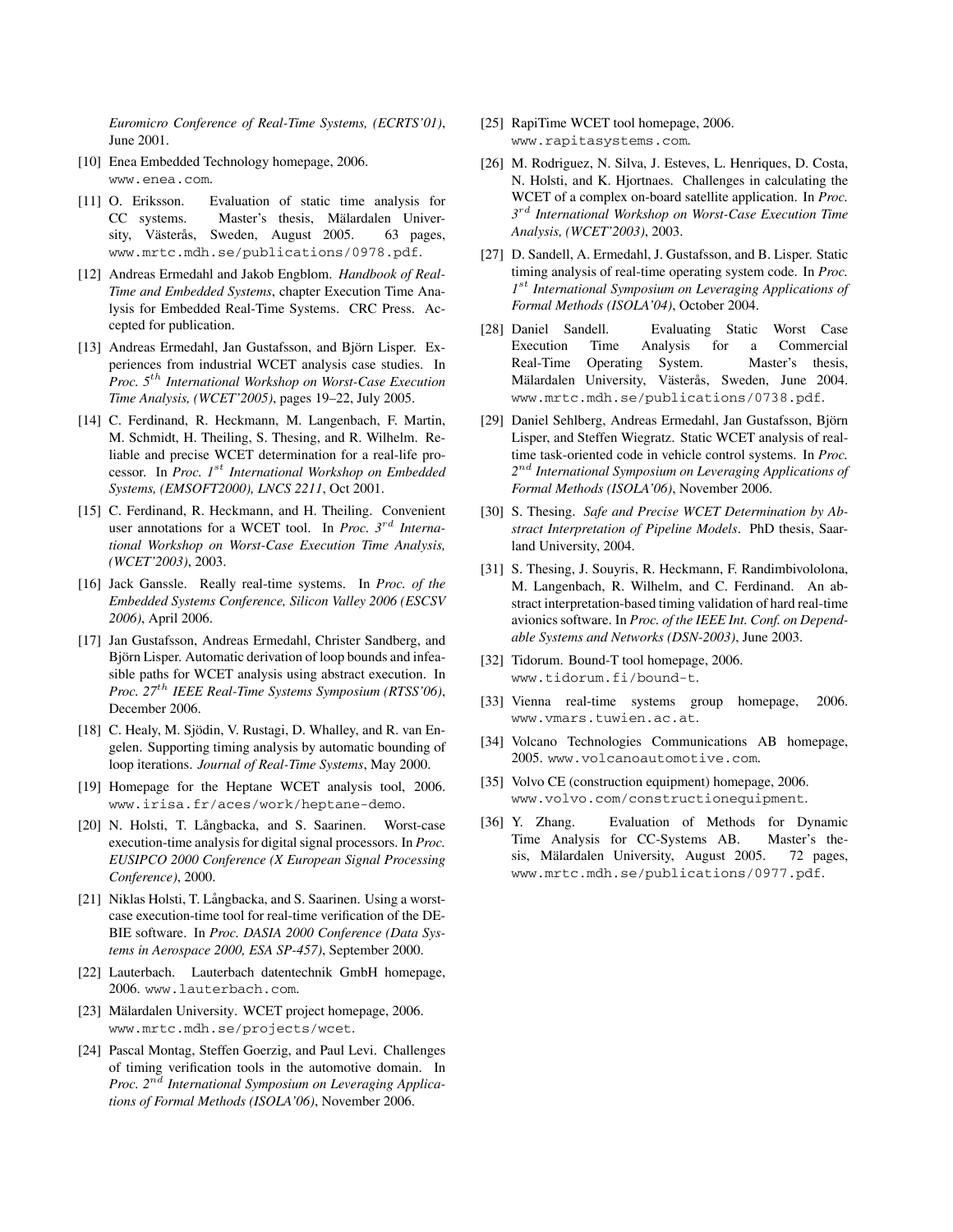*Euromicro Conference of Real-Time Systems, (ECRTS'01)*, June 2001.

[10] Enea Embedded Technology homepage, 2006. www.enea.com.

[11] O. Eriksson. Evaluation of static time analysis for CC systems. Master's thesis, Mälardalen University, Västerås, Sweden, August 2005. 63 pages, www.mrtc.mdh.se/publications/0978.pdf.

[12] Andreas Ermedahl and Jakob Engblom. *Handbook of Real-Time and Embedded Systems*, chapter Execution Time Analysis for Embedded Real-Time Systems. CRC Press. Accepted for publication.

[13] Andreas Ermedahl, Jan Gustafsson, and Björn Lisper. Experiences from industrial WCET analysis case studies. In *Proc. 5$^{th}$ International Workshop on Worst-Case Execution Time Analysis, (WCET'2005)*, pages 19–22, July 2005.

[14] C. Ferdinand, R. Heckmann, M. Langenbach, F. Martin, M. Schmidt, H. Theiling, S. Thesing, and R. Wilhelm. Reliable and precise WCET determination for a real-life processor. In *Proc. 1$^{st}$ International Workshop on Embedded Systems, (EMSOFT2000), LNCS 2211*, Oct 2001.

[15] C. Ferdinand, R. Heckmann, and H. Theiling. Convenient user annotations for a WCET tool. In *Proc. 3$^{rd}$ International Workshop on Worst-Case Execution Time Analysis, (WCET'2003)*, 2003.

[16] Jack Ganssle. Really real-time systems. In *Proc. of the Embedded Systems Conference, Silicon Valley 2006 (ESCSV 2006)*, April 2006.

[17] Jan Gustafsson, Andreas Ermedahl, Christer Sandberg, and Björn Lisper. Automatic derivation of loop bounds and infeasible paths for WCET analysis using abstract execution. In *Proc. 27$^{th}$ IEEE Real-Time Systems Symposium (RTSS'06)*, December 2006.

[18] C. Healy, M. Sjödin, V. Rustagi, D. Whalley, and R. van Engelen. Supporting timing analysis by automatic bounding of loop iterations. *Journal of Real-Time Systems*, May 2000.

[19] Homepage for the Heptane WCET analysis tool, 2006. www.irisa.fr/aces/work/heptane-demo.

[20] N. Holsti, T. Långbacka, and S. Saarinen. Worst-case execution-time analysis for digital signal processors. In *Proc. EUSIPCO 2000 Conference (X European Signal Processing Conference)*, 2000.

[21] Niklas Holsti, T. Långbacka, and S. Saarinen. Using a worst-case execution-time tool for real-time verification of the DEBIE software. In *Proc. DASIA 2000 Conference (Data Systems in Aerospace 2000, ESA SP-457)*, September 2000.

[22] Lauterbach. Lauterbach datentechnik GmbH homepage, 2006. www.lauterbach.com.

[23] Mälardalen University. WCET project homepage, 2006. www.mrtc.mdh.se/projects/wcet.

[24] Pascal Montag, Steffen Goerzig, and Paul Levi. Challenges of timing verification tools in the automotive domain. In *Proc. 2$^{nd}$ International Symposium on Leveraging Applications of Formal Methods (ISOLA'06)*, November 2006.

[25] RapiTime WCET tool homepage, 2006. www.rapitasystems.com.

[26] M. Rodriguez, N. Silva, J. Esteves, L. Henriques, D. Costa, N. Holsti, and K. Hjortnaes. Challenges in calculating the WCET of a complex on-board satellite application. In *Proc. 3$^{rd}$ International Workshop on Worst-Case Execution Time Analysis, (WCET'2003)*, 2003.

[27] D. Sandell, A. Ermedahl, J. Gustafsson, and B. Lisper. Static timing analysis of real-time operating system code. In *Proc. 1$^{st}$ International Symposium on Leveraging Applications of Formal Methods (ISOLA'04)*, October 2004.

[28] Daniel Sandell. Evaluating Static Worst Case Execution Time Analysis for a Commercial Real-Time Operating System. Master's thesis, Mälardalen University, Västerås, Sweden, June 2004. www.mrtc.mdh.se/publications/0738.pdf.

[29] Daniel Sehlberg, Andreas Ermedahl, Jan Gustafsson, Björn Lisper, and Steffen Wiegratz. Static WCET analysis of real-time task-oriented code in vehicle control systems. In *Proc. 2$^{nd}$ International Symposium on Leveraging Applications of Formal Methods (ISOLA'06)*, November 2006.

[30] S. Thesing. *Safe and Precise WCET Determination by Abstract Interpretation of Pipeline Models*. PhD thesis, Saarland University, 2004.

[31] S. Thesing, J. Souyris, R. Heckmann, F. Randimbivololona, M. Langenbach, R. Wilhelm, and C. Ferdinand. An abstract interpretation-based timing validation of hard real-time avionics software. In *Proc. of the IEEE Int. Conf. on Dependable Systems and Networks (DSN-2003)*, June 2003.

[32] Tidorum. Bound-T tool homepage, 2006. www.tidorum.fi/bound-t.

[33] Vienna real-time systems group homepage, 2006. www.vmars.tuwien.ac.at.

[34] Volcano Technologies Communications AB homepage, 2005. www.volcanoautomotive.com.

[35] Volvo CE (construction equipment) homepage, 2006. www.volvo.com/constructionequipment.

[36] Y. Zhang. Evaluation of Methods for Dynamic Time Analysis for CC-Systems AB. Master's thesis, Mälardalen University, August 2005. 72 pages, www.mrtc.mdh.se/publications/0977.pdf.